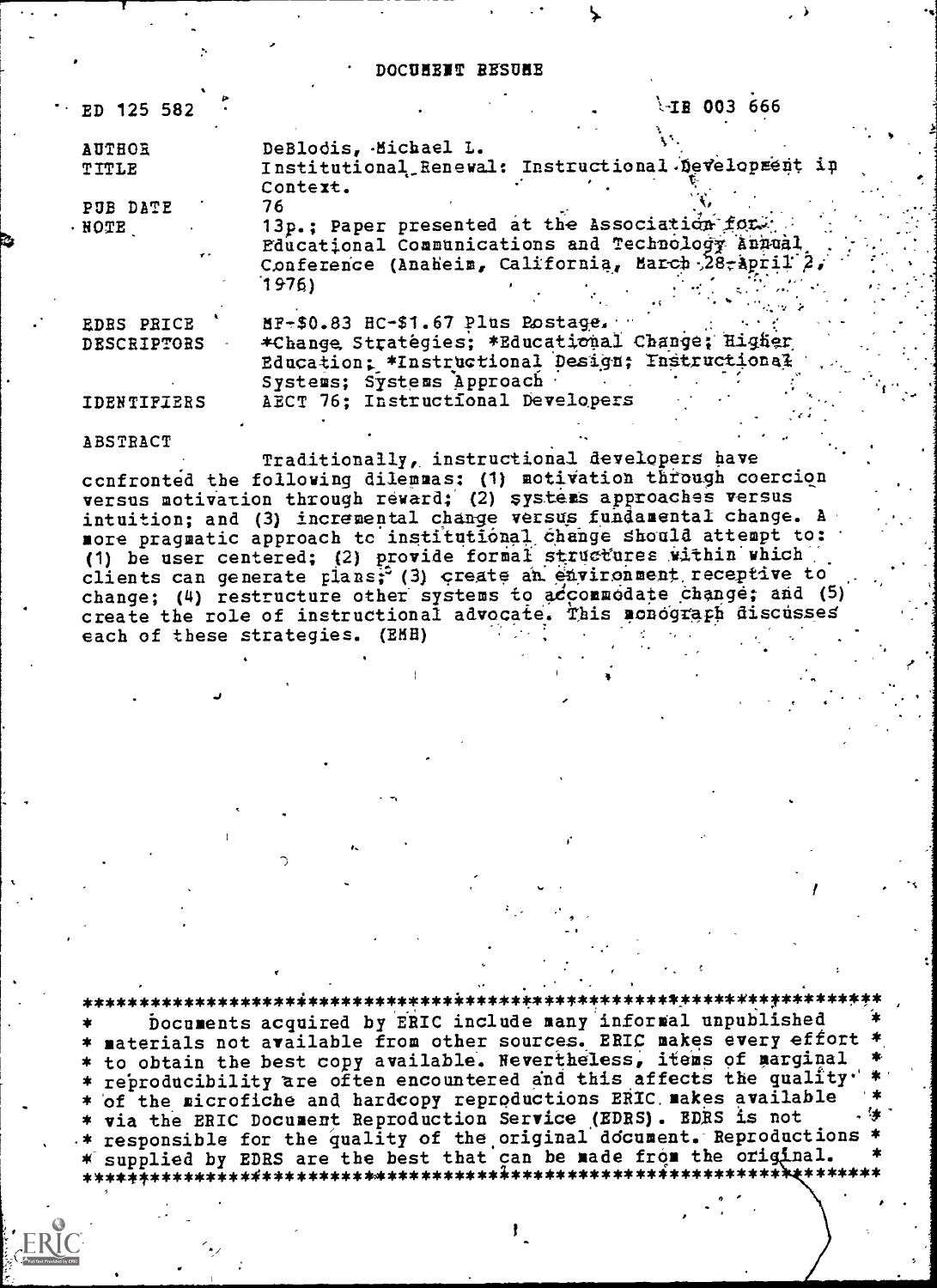# DOCUMENT RESUME

| | |
|---|---|
| ED 125 582 | IR 003 666 |
| AUTHOR | DeBlodis, Michael L. |
| TITLE | Institutional Renewal: Instructional Development in Context. |
| PUB DATE | 76 |
| NOTE | 13p.; Paper presented at the Association for Educational Communications and Technology Annual Conference (Anaheim, California, March 28-April 2, 1976) |
| EDRS PRICE | MF-$0.83 HC-$1.67 Plus Postage. |
| DESCRIPTORS | *Change Strategies; *Educational Change; Higher Education; *Instructional Design; Instructional Systems; Systems Approach |
| IDENTIFIERS | AECT 76; Instructional Developers |

## ABSTRACT

Traditionally, instructional developers have confronted the following dilemmas: (1) motivation through coercion versus motivation through reward; (2) systems approaches versus intuition; and (3) incremental change versus fundamental change. A more pragmatic approach to institutional change should attempt to: (1) be user centered; (2) provide formal structures within which clients can generate plans; (3) create an environment receptive to change; (4) restructure other systems to accommodate change; and (5) create the role of instructional advocate. This monograph discusses each of these strategies. (EMH)

***********************************************************************
* Documents acquired by ERIC include many informal unpublished *
* materials not available from other sources. ERIC makes every effort *
* to obtain the best copy available. Nevertheless, items of marginal *
* reproducibility are often encountered and this affects the quality *
* of the microfiche and hardcopy reproductions ERIC makes available *
* via the ERIC Document Reproduction Service (EDRS). EDRS is not *
* responsible for the quality of the original document. Reproductions *
* supplied by EDRS are the best that can be made from the original. *
***********************************************************************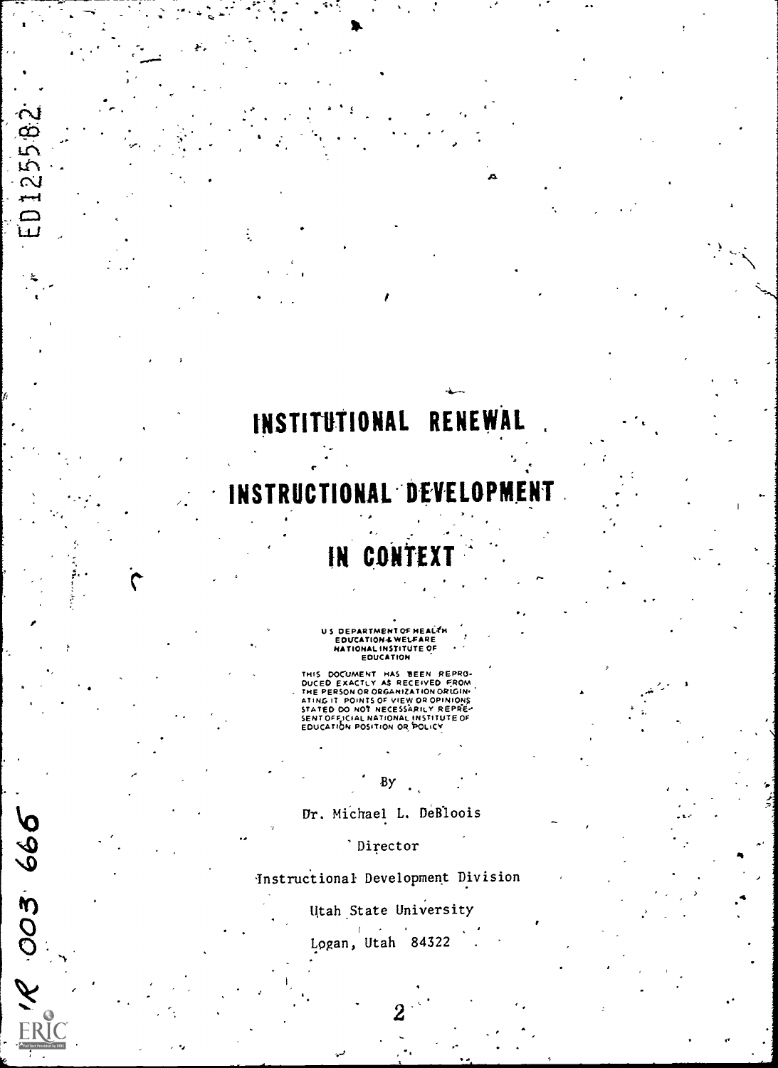# INSTITUTIONAL RENEWAL

# INSTRUCTIONAL DEVELOPMENT

# IN CONTEXT

U S DEPARTMENT OF HEALTH
EDUCATION & WELFARE
NATIONAL INSTITUTE OF
EDUCATION

THIS DOCUMENT HAS BEEN REPRODUCED EXACTLY AS RECEIVED FROM THE PERSON OR ORGANIZATION ORIGINATING IT. POINTS OF VIEW OR OPINIONS STATED DO NOT NECESSARILY REPRESENT OFFICIAL NATIONAL INSTITUTE OF EDUCATION POSITION OR POLICY

By

Dr. Michael L. DeBloois

Director

Instructional Development Division

Utah State University

Logan, Utah 84322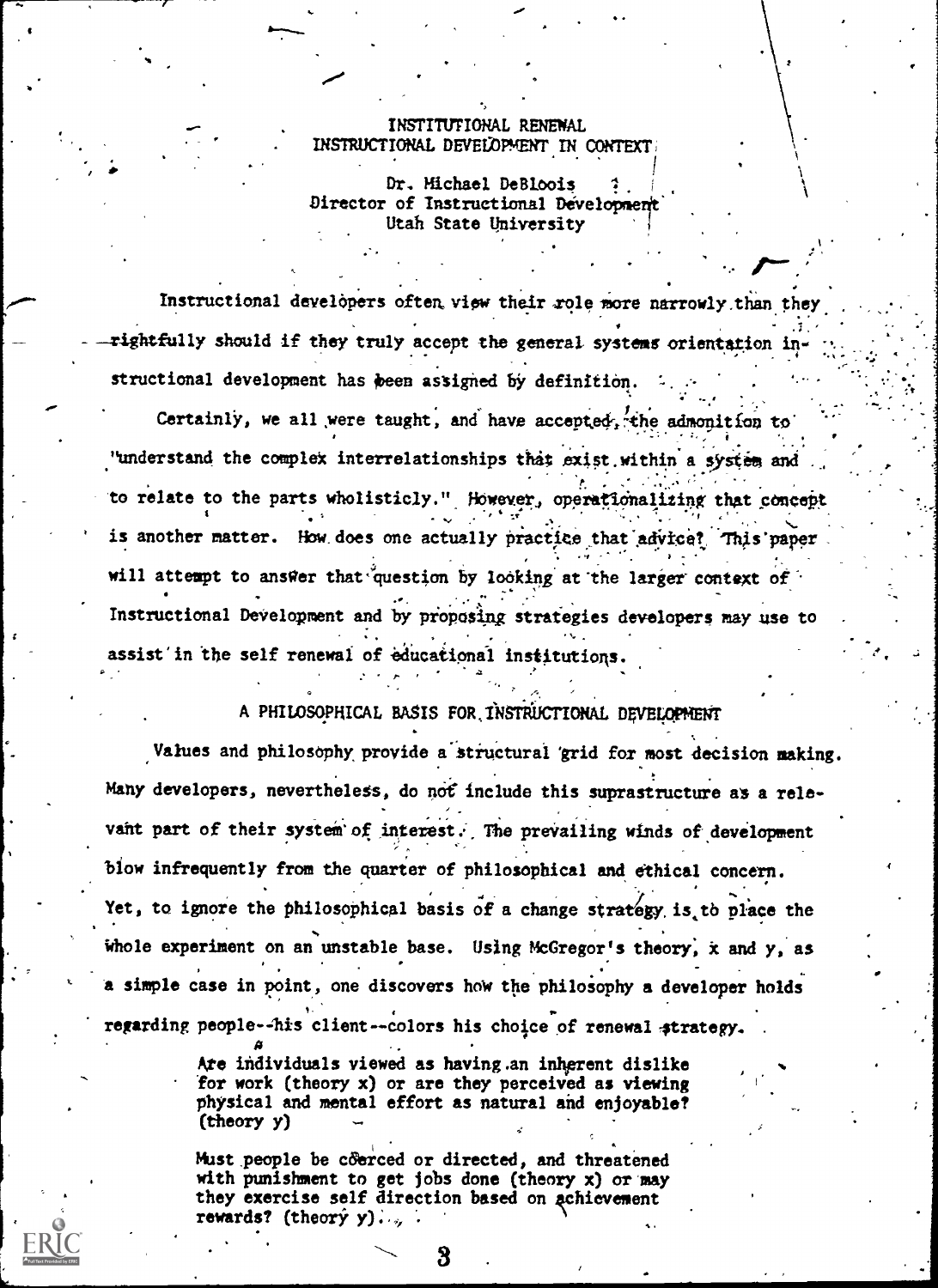# INSTITUTIONAL RENEWAL
## INSTRUCTIONAL DEVELOPMENT IN CONTEXT

Dr. Michael DeBloois
Director of Instructional Development
Utah State University

Instructional developers often view their role more narrowly than they rightfully should if they truly accept the general systems orientation instructional development has been assigned by definition.

Certainly, we all were taught, and have accepted, the admonition to "understand the complex interrelationships that exist within a system and to relate to the parts wholisticly." However, operationalizing that concept is another matter. How does one actually practice that advice? This paper will attempt to answer that question by looking at the larger context of Instructional Development and by proposing strategies developers may use to assist in the self renewal of educational institutions.

## A PHILOSOPHICAL BASIS FOR INSTRUCTIONAL DEVELOPMENT

Values and philosophy provide a structural grid for most decision making. Many developers, nevertheless, do not include this suprastructure as a relevant part of their system of interest. The prevailing winds of development blow infrequently from the quarter of philosophical and ethical concern. Yet, to ignore the philosophical basis of a change strategy is to place the whole experiment on an unstable base. Using McGregor's theory, x and y, as a simple case in point, one discovers how the philosophy a developer holds regarding people--his client--colors his choice of renewal strategy.

> Are individuals viewed as having an inherent dislike for work (theory x) or are they perceived as viewing physical and mental effort as natural and enjoyable? (theory y)
>
> Must people be coerced or directed, and threatened with punishment to get jobs done (theory x) or may they exercise self direction based on achievement rewards? (theory y).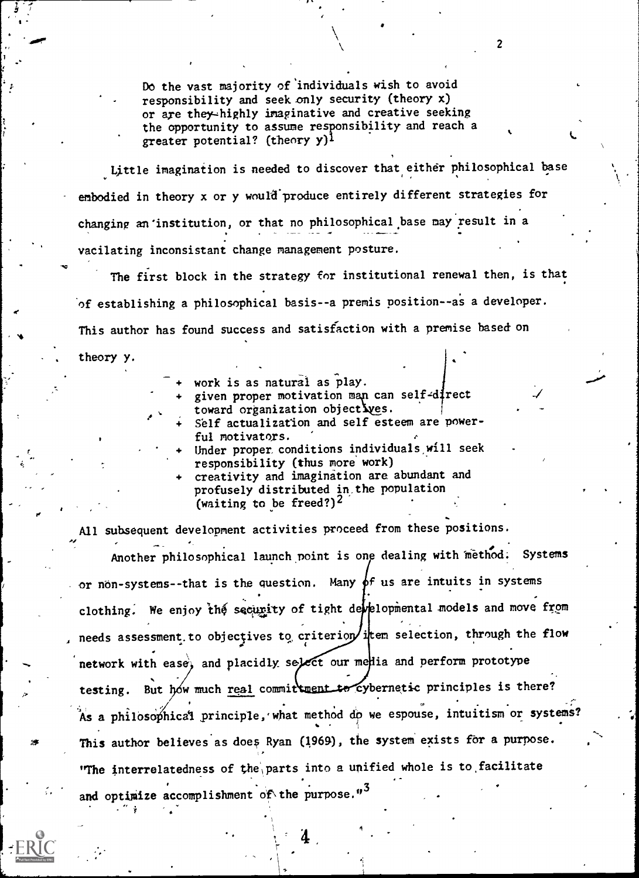> Do the vast majority of individuals wish to avoid responsibility and seek only security (theory x) or are they highly imaginative and creative seeking the opportunity to assume responsibility and reach a greater potential? (theory y)[1]

Little imagination is needed to discover that either philosophical base embodied in theory x or y would produce entirely different strategies for changing an institution, or that no philosophical base may result in a vacilating inconsistant change management posture.

The first block in the strategy for institutional renewal then, is that of establishing a philosophical basis--a premis position--as a developer. This author has found success and satisfaction with a premise based on theory y.

- + work is as natural as play.
- + given proper motivation man can self-direct toward organization objectives.
- + Self actualization and self esteem are powerful motivators.
- + Under proper conditions individuals will seek responsibility (thus more work)
- + creativity and imagination are abundant and profusely distributed in the population (waiting to be freed?)[2]

All subsequent development activities proceed from these positions.

Another philosophical launch point is one dealing with method. Systems or non-systems--that is the question. Many of us are intuits in systems clothing. We enjoy the security of tight developmental models and move from needs assessment to objectives to criterion item selection, through the flow network with ease, and placidly select our media and perform prototype testing. But how much real commitment to cybernetic principles is there? As a philosophical principle, what method do we espouse, intuitism or systems? This author believes as does Ryan (1969), the system exists for a purpose. "The interrelatedness of the parts into a unified whole is to facilitate and optimize accomplishment of the purpose."[3]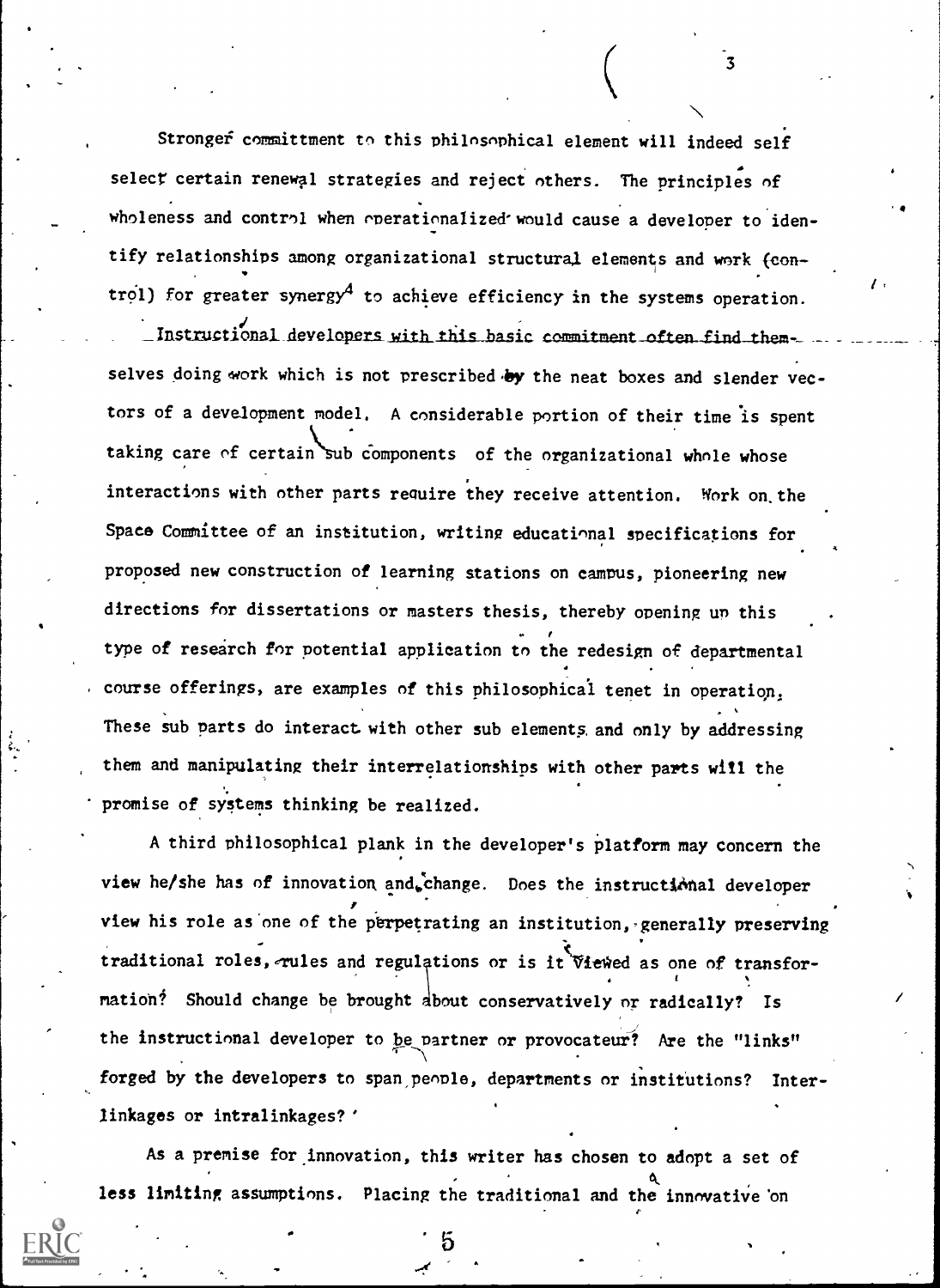Stronger committment to this philosophical element will indeed self select certain renewal strategies and reject others. The principles of wholeness and control when operationalized would cause a developer to identify relationships among organizational structural elements and work (control) for greater synergy[4] to achieve efficiency in the systems operation.

Instructional developers with this basic commitment often find themselves doing work which is not prescribed by the neat boxes and slender vectors of a development model. A considerable portion of their time is spent taking care of certain sub components of the organizational whole whose interactions with other parts require they receive attention. Work on the Space Committee of an institution, writing educational specifications for proposed new construction of learning stations on campus, pioneering new directions for dissertations or masters thesis, thereby opening up this type of research for potential application to the redesign of departmental course offerings, are examples of this philosophical tenet in operation. These sub parts do interact with other sub elements and only by addressing them and manipulating their interrelationships with other parts will the promise of systems thinking be realized.

A third philosophical plank in the developer's platform may concern the view he/she has of innovation and change. Does the instructional developer view his role as one of the perpetrating an institution, generally preserving traditional roles, rules and regulations or is it viewed as one of transformation? Should change be brought about conservatively or radically? Is the instructional developer to be partner or provocateur? Are the "links" forged by the developers to span people, departments or institutions? Interlinkages or intralinkages?

As a premise for innovation, this writer has chosen to adopt a set of less limiting assumptions. Placing the traditional and the innovative on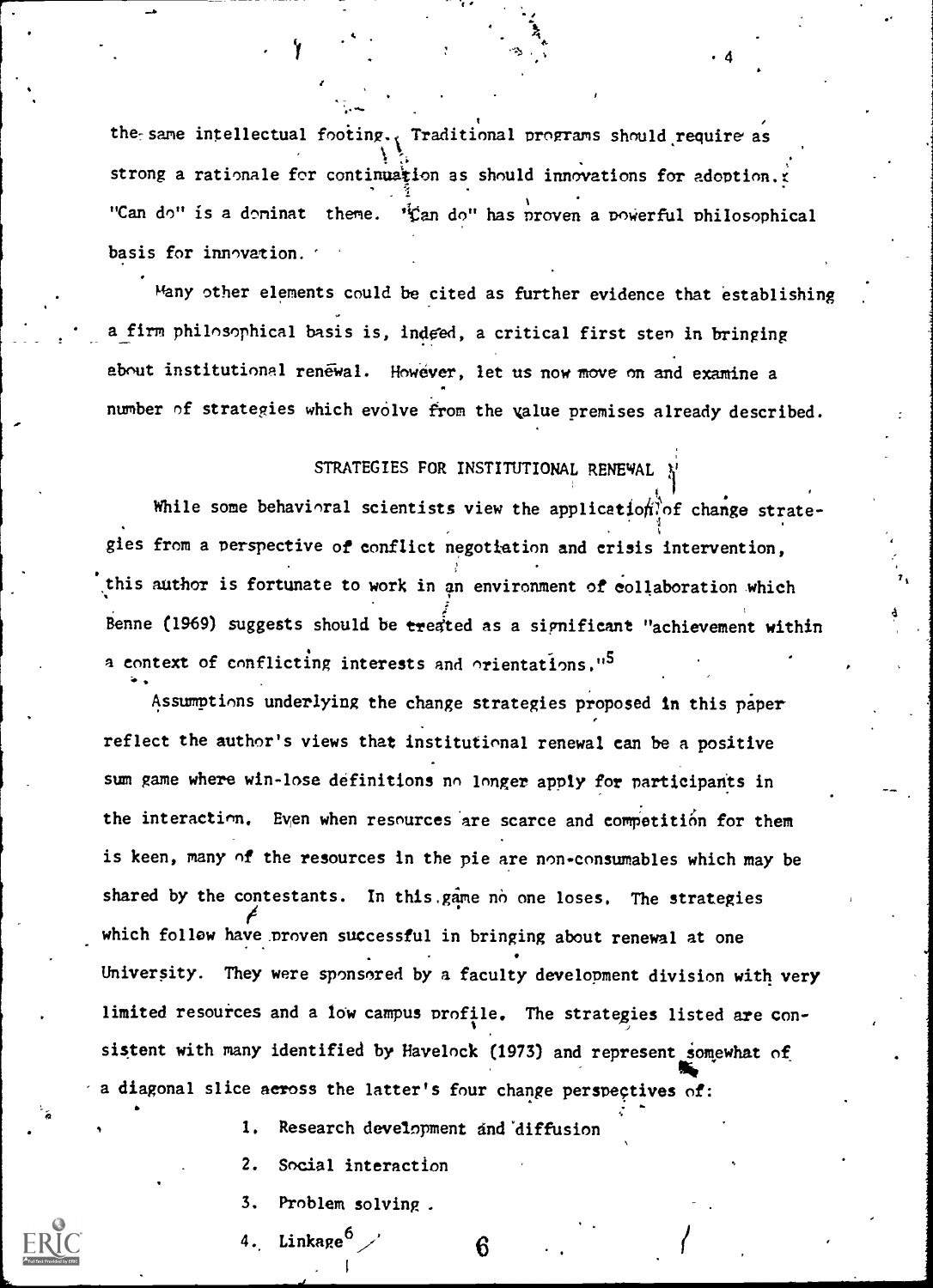the same intellectual footing. Traditional programs should require as strong a rationale for continuation as should innovations for adoption. "Can do" is a dominat theme. "Can do" has proven a powerful philosophical basis for innovation.

Many other elements could be cited as further evidence that establishing a firm philosophical basis is, indeed, a critical first step in bringing about institutional renewal. However, let us now move on and examine a number of strategies which evolve from the value premises already described.

## STRATEGIES FOR INSTITUTIONAL RENEWAL

While some behavioral scientists view the application of change strategies from a perspective of conflict negotiation and crisis intervention, this author is fortunate to work in an environment of collaboration which Benne (1969) suggests should be treated as a significant "achievement within a context of conflicting interests and orientations."[5]

Assumptions underlying the change strategies proposed in this paper reflect the author's views that institutional renewal can be a positive sum game where win-lose definitions no longer apply for participants in the interaction. Even when resources are scarce and competition for them is keen, many of the resources in the pie are non-consumables which may be shared by the contestants. In this game no one loses. The strategies which follow have proven successful in bringing about renewal at one University. They were sponsored by a faculty development division with very limited resources and a low campus profile. The strategies listed are consistent with many identified by Havelock (1973) and represent somewhat of a diagonal slice across the latter's four change perspectives of:

1. Research development and diffusion
2. Social interaction
3. Problem solving
4. Linkage[6]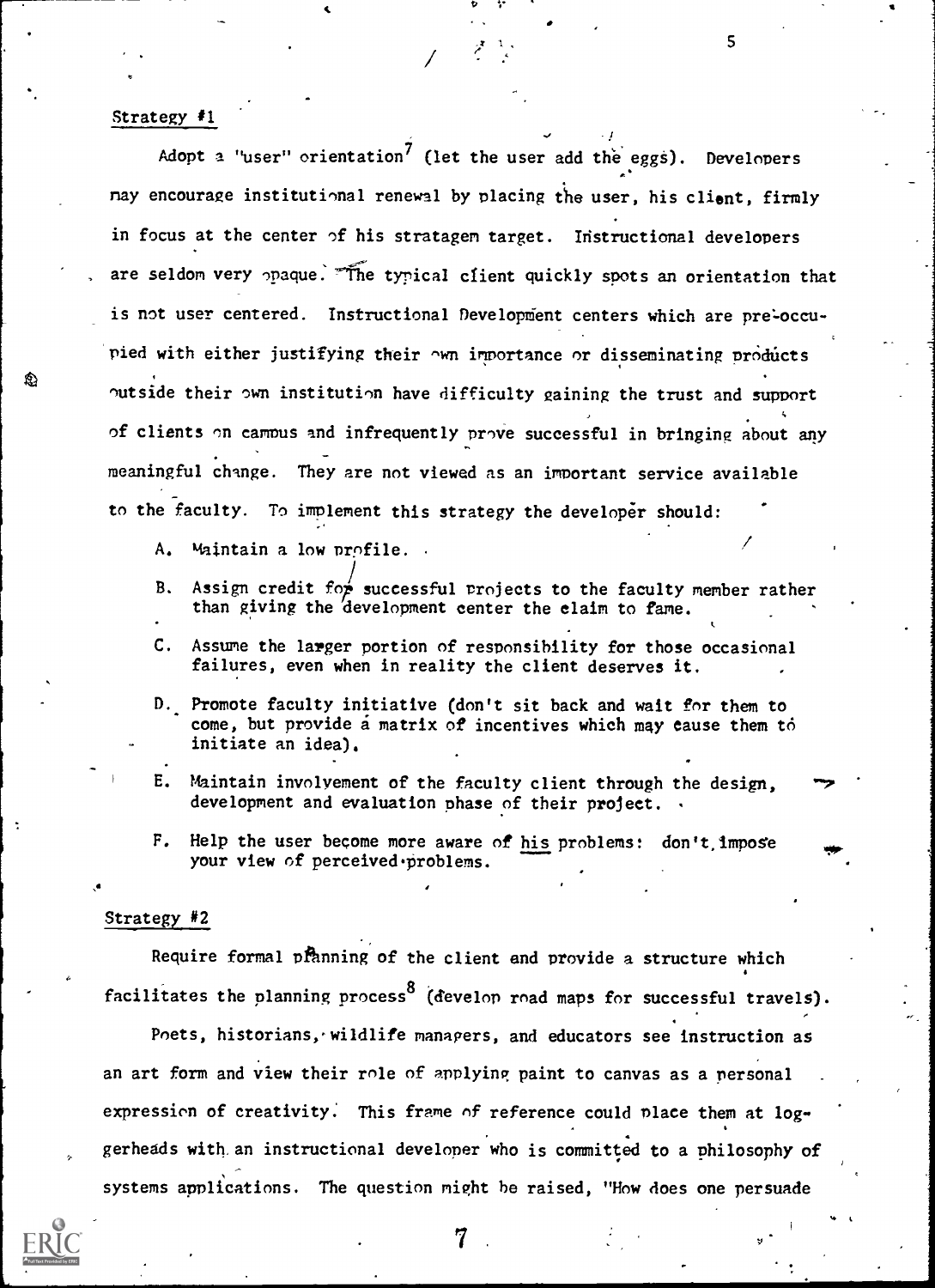Strategy #1

Adopt a "user" orientation[7] (let the user add the eggs). Developers may encourage institutional renewal by placing the user, his client, firmly in focus at the center of his stratagem target. Instructional developers are seldom very opaque. The typical client quickly spots an orientation that is not user centered. Instructional Development centers which are pre-occupied with either justifying their own importance or disseminating products outside their own institution have difficulty gaining the trust and support of clients on campus and infrequently prove successful in bringing about any meaningful change. They are not viewed as an important service available to the faculty. To implement this strategy the developer should:

A. Maintain a low profile.

B. Assign credit for successful projects to the faculty member rather than giving the development center the claim to fame.

C. Assume the larger portion of responsibility for those occasional failures, even when in reality the client deserves it.

D. Promote faculty initiative (don't sit back and wait for them to come, but provide a matrix of incentives which may cause them to initiate an idea).

E. Maintain involvement of the faculty client through the design, development and evaluation phase of their project.

F. Help the user become more aware of his problems: don't impose your view of perceived problems.

Strategy #2

Require formal planning of the client and provide a structure which facilitates the planning process[8] (develop road maps for successful travels).

Poets, historians, wildlife managers, and educators see instruction as an art form and view their role of applying paint to canvas as a personal expression of creativity. This frame of reference could place them at loggerheads with an instructional developer who is committed to a philosophy of systems applications. The question might be raised, "How does one persuade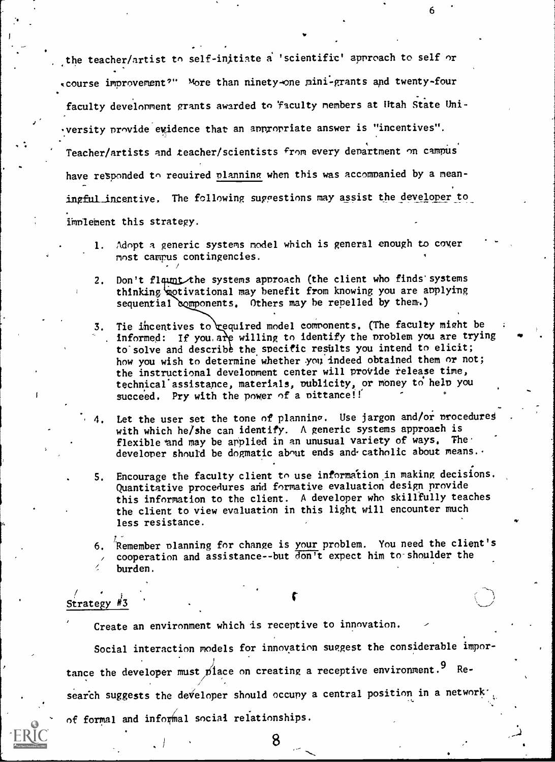the teacher/artist to self-initiate a 'scientific' approach to self or course improvement?" More than ninety-one mini-grants and twenty-four faculty development grants awarded to faculty members at Utah State University provide evidence that an appropriate answer is "incentives". Teacher/artists and teacher/scientists from every department on campus have responded to required planning when this was accompanied by a meaningful incentive. The following suggestions may assist the developer to implement this strategy.

1. Adopt a generic systems model which is general enough to cover most campus contingencies.

2. Don't flaunt the systems approach (the client who finds systems thinking motivational may benefit from knowing you are applying sequential components. Others may be repelled by them.)

3. Tie incentives to required model components. (The faculty might be informed: If you are willing to identify the problem you are trying to solve and describe the specific results you intend to elicit; how you wish to determine whether you indeed obtained them or not; the instructional development center will provide release time, technical assistance, materials, publicity, or money to help you succeed. Pry with the power of a pittance!!

4. Let the user set the tone of planning. Use jargon and/or procedures with which he/she can identify. A generic systems approach is flexible and may be applied in an unusual variety of ways. The developer should be dogmatic about ends and catholic about means.

5. Encourage the faculty client to use information in making decisions. Quantitative procedures and formative evaluation design provide this information to the client. A developer who skillfully teaches the client to view evaluation in this light will encounter much less resistance.

6. Remember planning for change is your problem. You need the client's cooperation and assistance--but don't expect him to shoulder the burden.

## Strategy #3

Create an environment which is receptive to innovation.

Social interaction models for innovation suggest the considerable importance the developer must place on creating a receptive environment.[9] Research suggests the developer should occupy a central position in a network of formal and informal social relationships.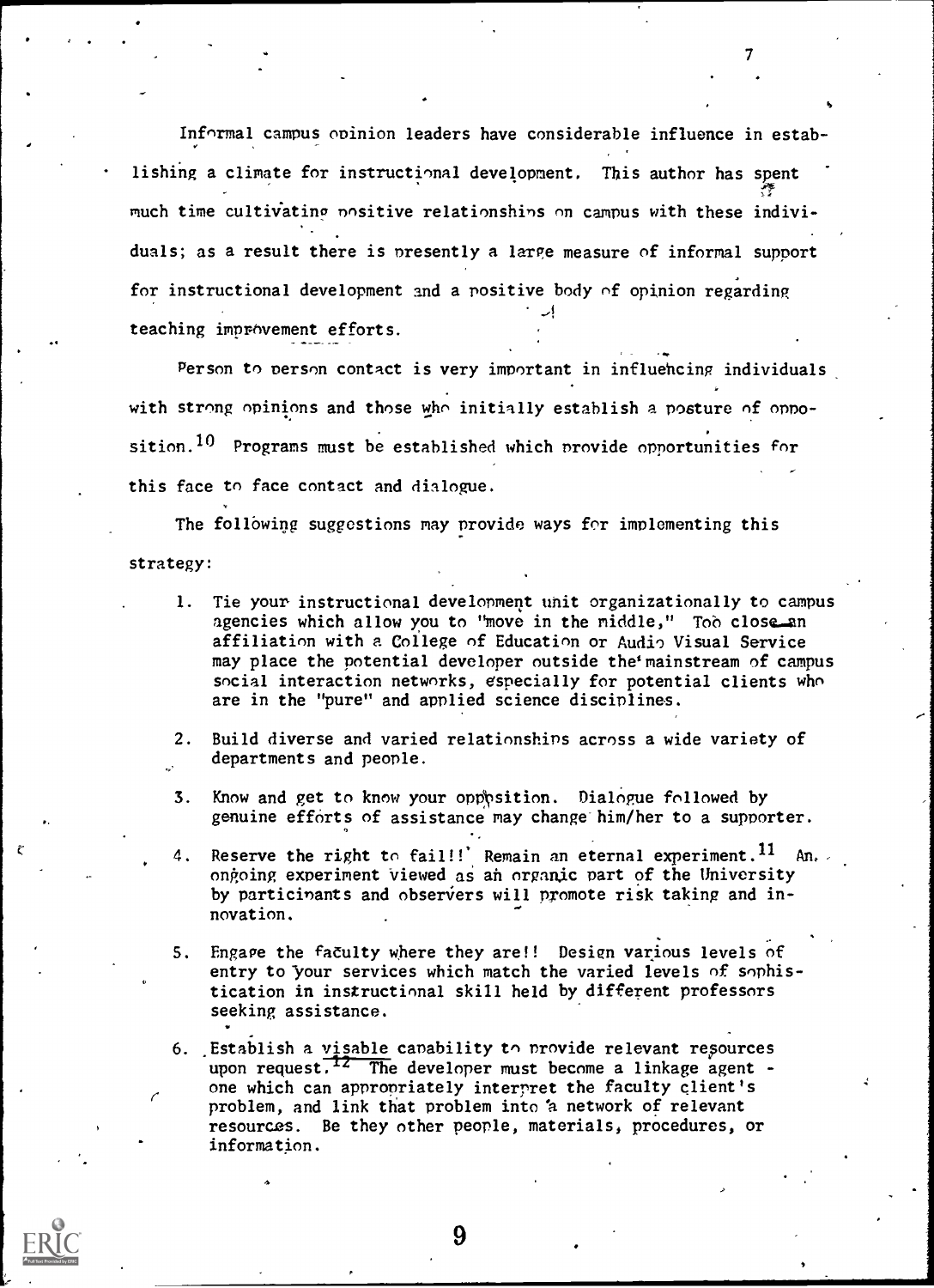Informal campus opinion leaders have considerable influence in establishing a climate for instructional development. This author has spent much time cultivating positive relationships on campus with these individuals; as a result there is presently a large measure of informal support for instructional development and a positive body of opinion regarding teaching improvement efforts.

Person to person contact is very important in influencing individuals with strong opinions and those who initially establish a posture of opposition.[10] Programs must be established which provide opportunities for this face to face contact and dialogue.

The following suggestions may provide ways for implementing this strategy:

1. Tie your instructional development unit organizationally to campus agencies which allow you to "move in the middle," Too close an affiliation with a College of Education or Audio Visual Service may place the potential developer outside the mainstream of campus social interaction networks, especially for potential clients who are in the "pure" and applied science disciplines.

2. Build diverse and varied relationships across a wide variety of departments and people.

3. Know and get to know your opposition. Dialogue followed by genuine efforts of assistance may change him/her to a supporter.

4. Reserve the right to fail!! Remain an eternal experiment.[11] An ongoing experiment viewed as an organic part of the University by participants and observers will promote risk taking and innovation.

5. Engage the faculty where they are!! Design various levels of entry to your services which match the varied levels of sophistication in instructional skill held by different professors seeking assistance.

6. Establish a visable capability to provide relevant resources upon request.[12] The developer must become a linkage agent - one which can appropriately interpret the faculty client's problem, and link that problem into a network of relevant resources. Be they other people, materials, procedures, or information.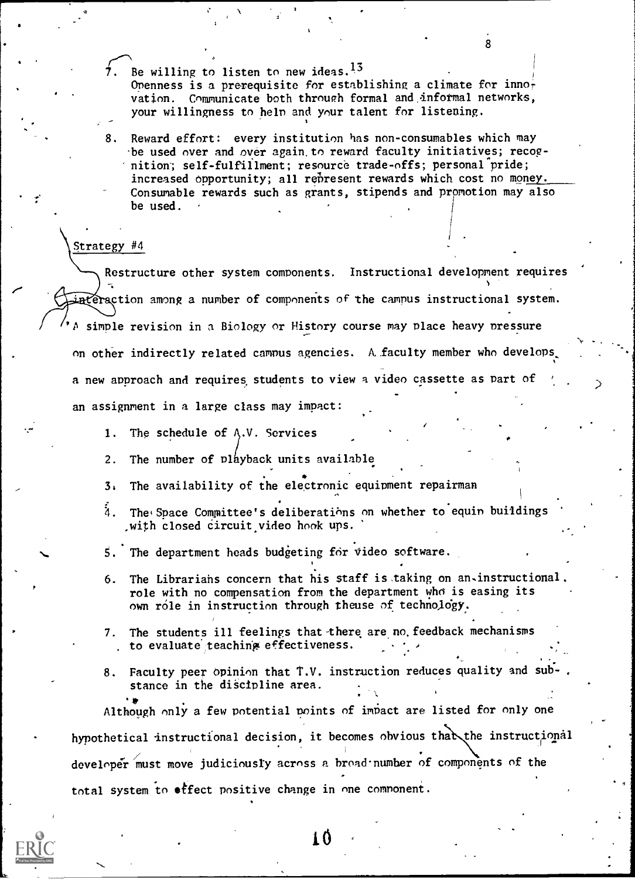7. Be willing to listen to new ideas.[13]
   Openness is a prerequisite for establishing a climate for innovation. Communicate both through formal and informal networks, your willingness to help and your talent for listening.

8. Reward effort: every institution has non-consumables which may be used over and over again to reward faculty initiatives; recognition; self-fulfillment; resource trade-offs; personal pride; increased opportunity; all represent rewards which cost no money. Consumable rewards such as grants, stipends and promotion may also be used.

Strategy #4

Restructure other system components. Instructional development requires interaction among a number of components of the campus instructional system. A simple revision in a Biology or History course may place heavy pressure on other indirectly related campus agencies. A faculty member who develops a new approach and requires students to view a video cassette as part of an assignment in a large class may impact:

1. The schedule of A.V. Services
2. The number of playback units available
3. The availability of the electronic equipment repairman
4. The Space Committee's deliberations on whether to equip buildings with closed circuit video hook ups.
5. The department heads budgeting for video software.
6. The Librarians concern that his staff is taking on an instructional role with no compensation from the department who is easing its own role in instruction through theuse of technology.
7. The students ill feelings that there are no feedback mechanisms to evaluate teaching effectiveness.
8. Faculty peer opinion that T.V. instruction reduces quality and substance in the discipline area.

Although only a few potential points of impact are listed for only one hypothetical instructional decision, it becomes obvious that the instructional developer must move judiciously across a broad number of components of the total system to effect positive change in one component.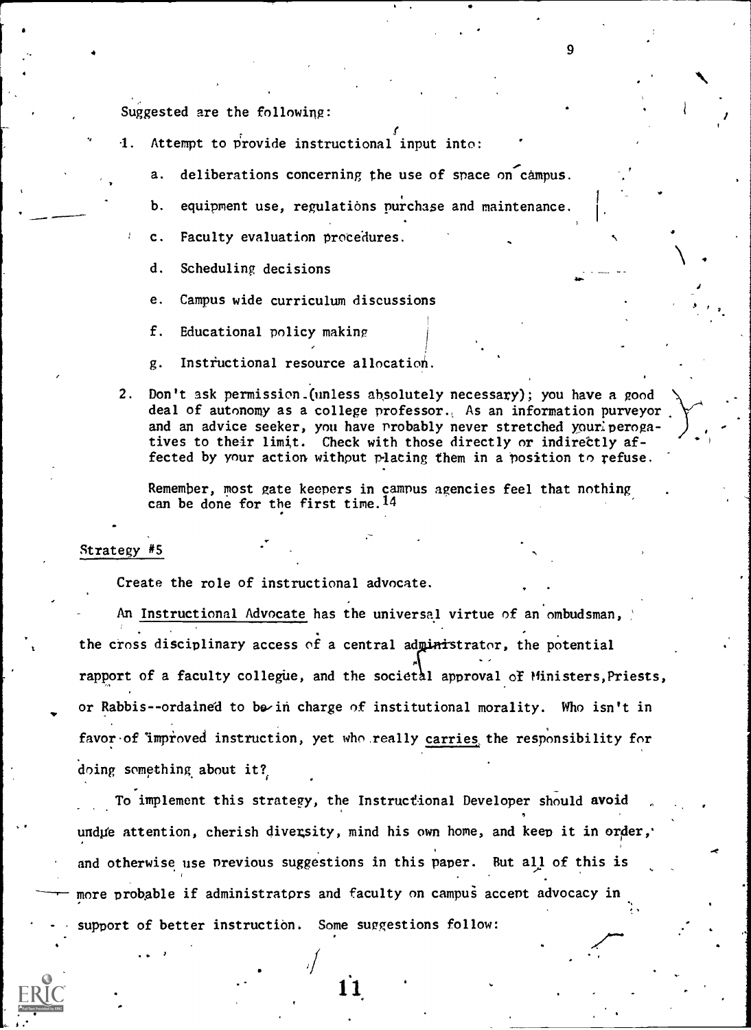Suggested are the following:

1. Attempt to provide instructional input into:

   a. deliberations concerning the use of space on campus.

   b. equipment use, regulations purchase and maintenance.

   c. Faculty evaluation procedures.

   d. Scheduling decisions

   e. Campus wide curriculum discussions

   f. Educational policy making

   g. Instructional resource allocation.

2. Don't ask permission (unless absolutely necessary); you have a good deal of autonomy as a college professor. As an information purveyor and an advice seeker, you have probably never stretched your perogatives to their limit. Check with those directly or indirectly affected by your action without placing them in a position to refuse.

   Remember, most gate keepers in campus agencies feel that nothing can be done for the first time.[14]

## Strategy #5

Create the role of instructional advocate.

An Instructional Advocate has the universal virtue of an ombudsman, the cross disciplinary access of a central administrator, the potential rapport of a faculty collegue, and the societal approval of Ministers, Priests, or Rabbis--ordained to be in charge of institutional morality. Who isn't in favor of improved instruction, yet who really carries the responsibility for doing something about it?

To implement this strategy, the Instructional Developer should avoid undue attention, cherish diversity, mind his own home, and keep it in order, and otherwise use previous suggestions in this paper. But all of this is more probable if administrators and faculty on campus accept advocacy in support of better instruction. Some suggestions follow: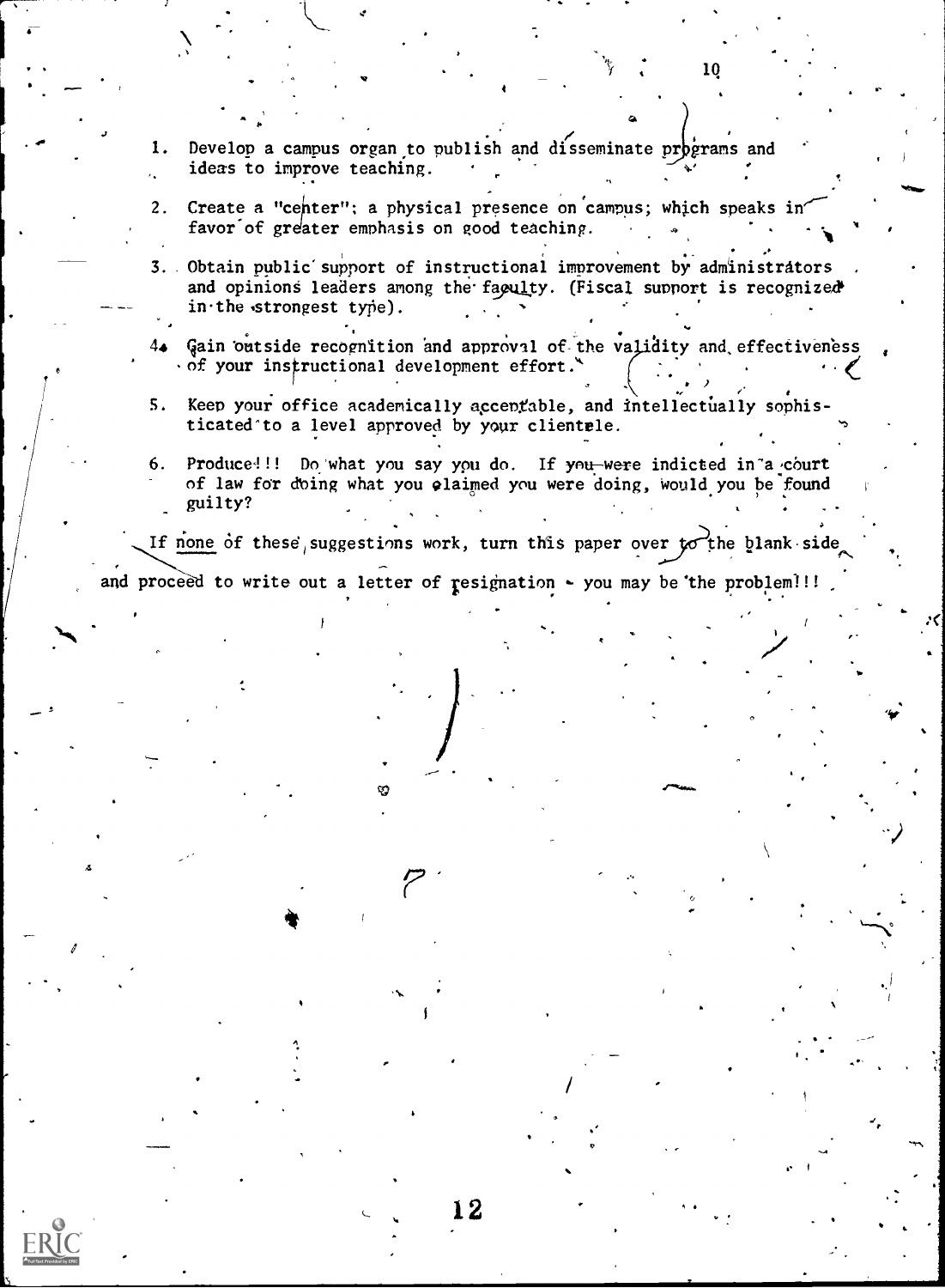1. Develop a campus organ to publish and disseminate programs and ideas to improve teaching.

2. Create a "center"; a physical presence on campus; which speaks in favor of greater emphasis on good teaching.

3. Obtain public support of instructional improvement by administrators and opinions leaders among the faculty. (Fiscal support is recognized in the strongest type).

4. Gain outside recognition and approval of the validity and effectiveness of your instructional development effort.

5. Keep your office academically acceptable, and intellectually sophisticated to a level approved by your clientele.

6. Produce!!! Do what you say you do. If you were indicted in a court of law for doing what you claimed you were doing, would you be found guilty?

If none of these suggestions work, turn this paper over to the blank side and proceed to write out a letter of resignation - you may be the problem!!!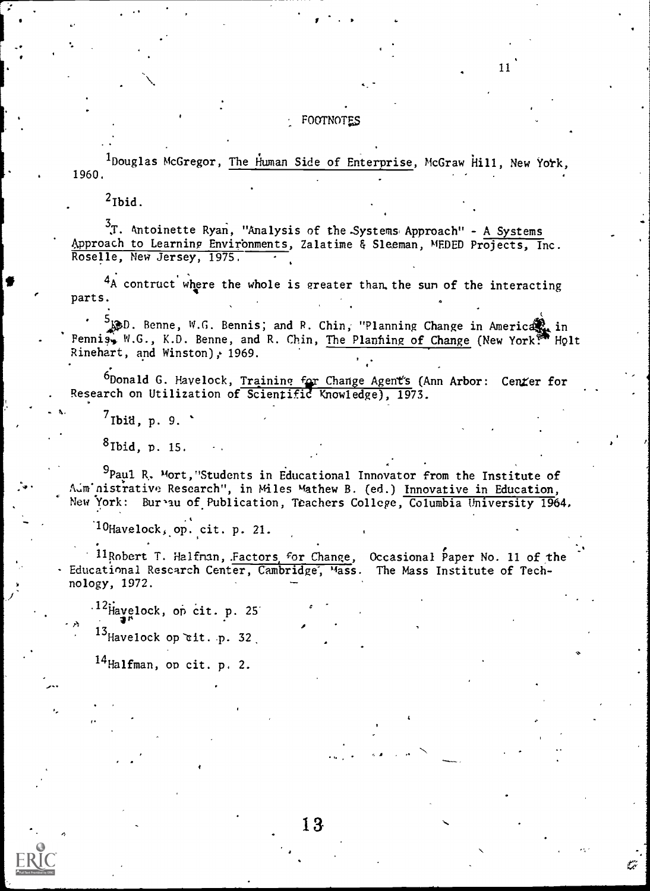## FOOTNOTES

[1]Douglas McGregor, The Human Side of Enterprise, McGraw Hill, New York, 1960.

[2]Ibid.

[3]T. Antoinette Ryan, "Analysis of the Systems Approach" - A Systems Approach to Learning Environments, Zalatime & Sleeman, MEDED Projects, Inc. Roselle, New Jersey, 1975.

[4]A contruct where the whole is greater than the sum of the interacting parts.

[5]K.D. Benne, W.G. Bennis, and R. Chin, "Planning Change in America" in Bennis, W.G., K.D. Benne, and R. Chin, The Planning of Change (New York: Holt Rinehart, and Winston), 1969.

[6]Donald G. Havelock, Training for Change Agent's (Ann Arbor: Center for Research on Utilization of Scientific Knowledge), 1973.

[7]Ibid, p. 9.

[8]Ibid, p. 15.

[9]Paul R. Mort, "Students in Educational Innovator from the Institute of Administrative Research", in Miles Mathew B. (ed.) Innovative in Education, New York: Bureau of Publication, Teachers College, Columbia University 1964.

[10]Havelock, op. cit. p. 21.

[11]Robert T. Halfman, Factors for Change, Occasional Paper No. 11 of the Educational Research Center, Cambridge, Mass. The Mass Institute of Technology, 1972.

[12]Havelock, op cit. p. 25

[13]Havelock op cit. p. 32

[14]Halfman, op cit. p. 2.